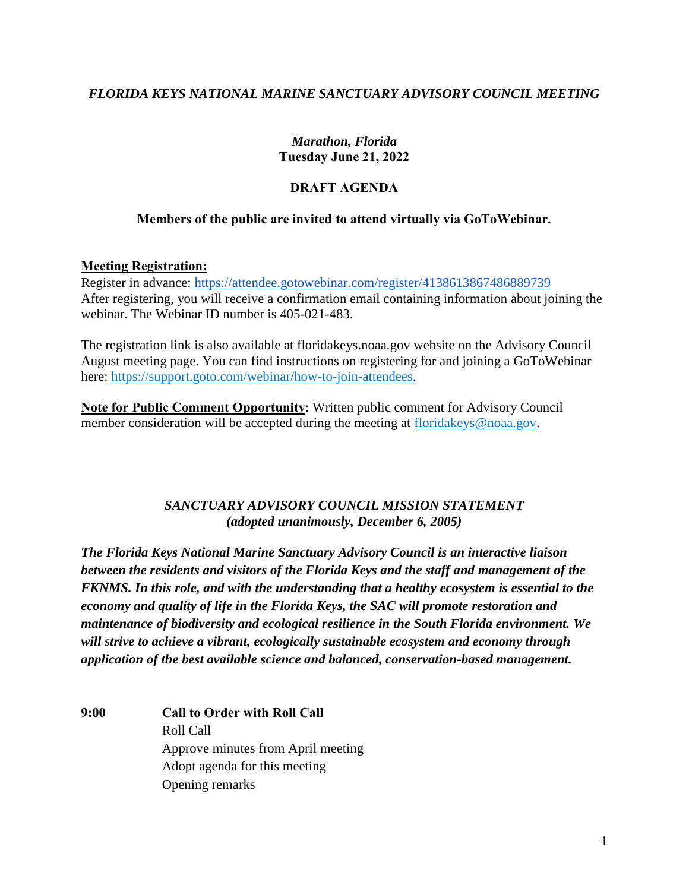# *FLORIDA KEYS NATIONAL MARINE SANCTUARY ADVISORY COUNCIL MEETING*

***Marathon, Florida***
**Tuesday June 21, 2022**

## DRAFT AGENDA

**Members of the public are invited to attend virtually via GoToWebinar.**

**Meeting Registration:**
Register in advance: https://attendee.gotowebinar.com/register/4138613867486889739
After registering, you will receive a confirmation email containing information about joining the webinar. The Webinar ID number is 405-021-483.

The registration link is also available at floridakeys.noaa.gov website on the Advisory Council August meeting page. You can find instructions on registering for and joining a GoToWebinar here: https://support.goto.com/webinar/how-to-join-attendees.

**Note for Public Comment Opportunity**: Written public comment for Advisory Council member consideration will be accepted during the meeting at floridakeys@noaa.gov.

### *SANCTUARY ADVISORY COUNCIL MISSION STATEMENT*
***(adopted unanimously, December 6, 2005)***

***The Florida Keys National Marine Sanctuary Advisory Council is an interactive liaison between the residents and visitors of the Florida Keys and the staff and management of the FKNMS. In this role, and with the understanding that a healthy ecosystem is essential to the economy and quality of life in the Florida Keys, the SAC will promote restoration and maintenance of biodiversity and ecological resilience in the South Florida environment. We will strive to achieve a vibrant, ecologically sustainable ecosystem and economy through application of the best available science and balanced, conservation-based management.***

**9:00** **Call to Order with Roll Call**
- Roll Call
- Approve minutes from April meeting
- Adopt agenda for this meeting
- Opening remarks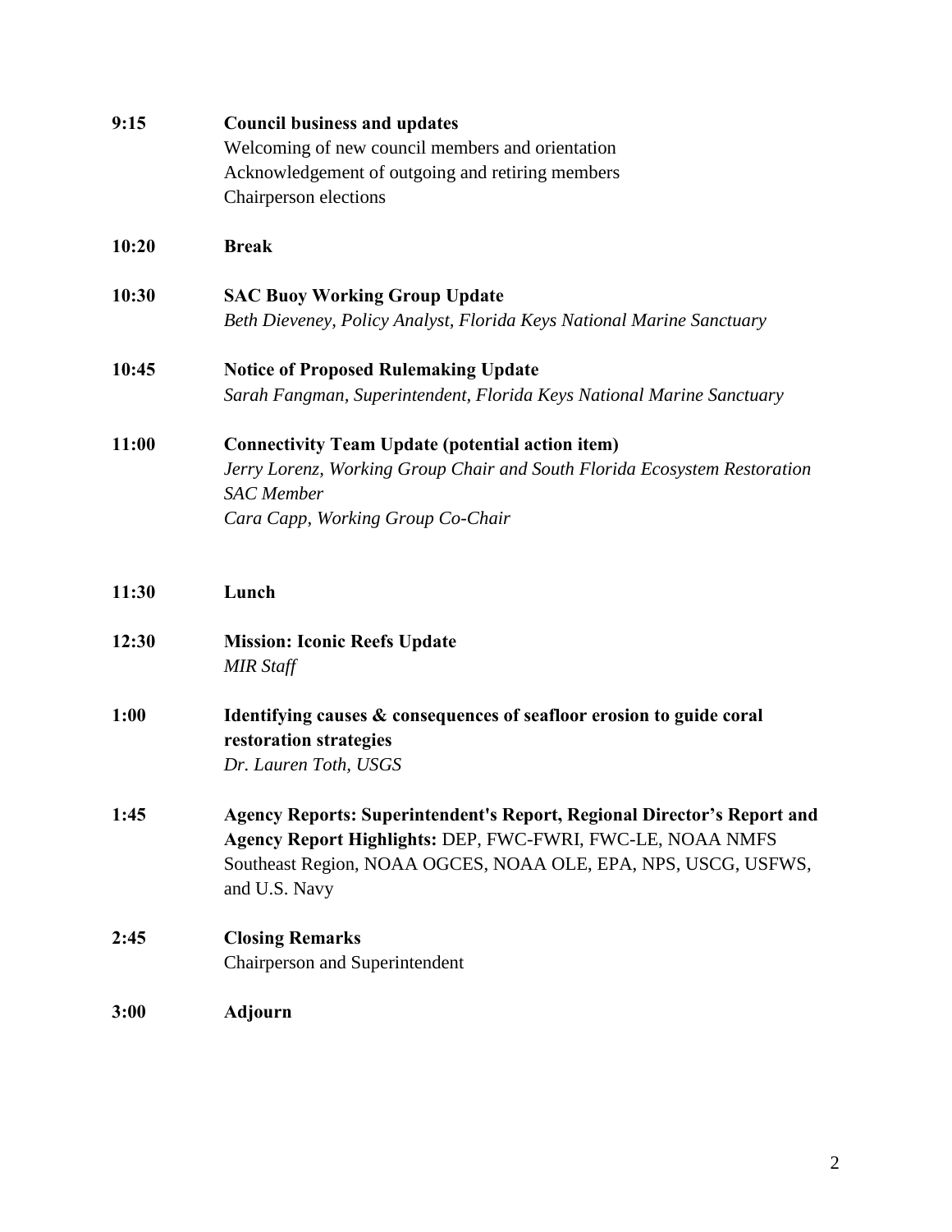**9:15** **Council business and updates**
Welcoming of new council members and orientation
Acknowledgement of outgoing and retiring members
Chairperson elections

**10:20** **Break**

**10:30** **SAC Buoy Working Group Update**
*Beth Dieveney, Policy Analyst, Florida Keys National Marine Sanctuary*

**10:45** **Notice of Proposed Rulemaking Update**
*Sarah Fangman, Superintendent, Florida Keys National Marine Sanctuary*

**11:00** **Connectivity Team Update (potential action item)**
*Jerry Lorenz, Working Group Chair and South Florida Ecosystem Restoration SAC Member*
*Cara Capp, Working Group Co-Chair*

**11:30** **Lunch**

**12:30** **Mission: Iconic Reefs Update**
*MIR Staff*

**1:00** **Identifying causes & consequences of seafloor erosion to guide coral restoration strategies**
*Dr. Lauren Toth, USGS*

**1:45** **Agency Reports: Superintendent's Report, Regional Director's Report and Agency Report Highlights:** DEP, FWC-FWRI, FWC-LE, NOAA NMFS Southeast Region, NOAA OGCES, NOAA OLE, EPA, NPS, USCG, USFWS, and U.S. Navy

**2:45** **Closing Remarks**
Chairperson and Superintendent

**3:00** **Adjourn**